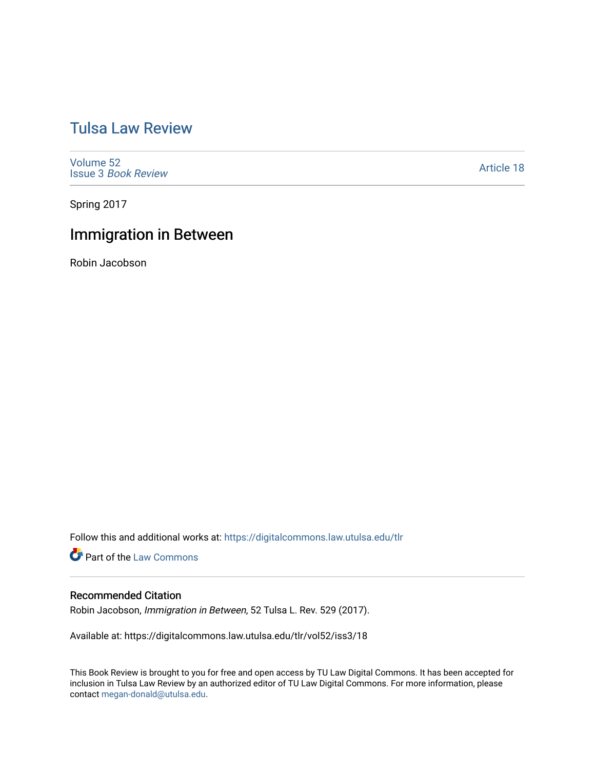# Tulsa Law Review

Volume 52
Issue 3 *Book Review*

Article 18

Spring 2017

## Immigration in Between

Robin Jacobson

Follow this and additional works at: https://digitalcommons.law.utulsa.edu/tlr

Part of the Law Commons

### Recommended Citation

Robin Jacobson, *Immigration in Between*, 52 Tulsa L. Rev. 529 (2017).

Available at: https://digitalcommons.law.utulsa.edu/tlr/vol52/iss3/18

This Book Review is brought to you for free and open access by TU Law Digital Commons. It has been accepted for inclusion in Tulsa Law Review by an authorized editor of TU Law Digital Commons. For more information, please contact megan-donald@utulsa.edu.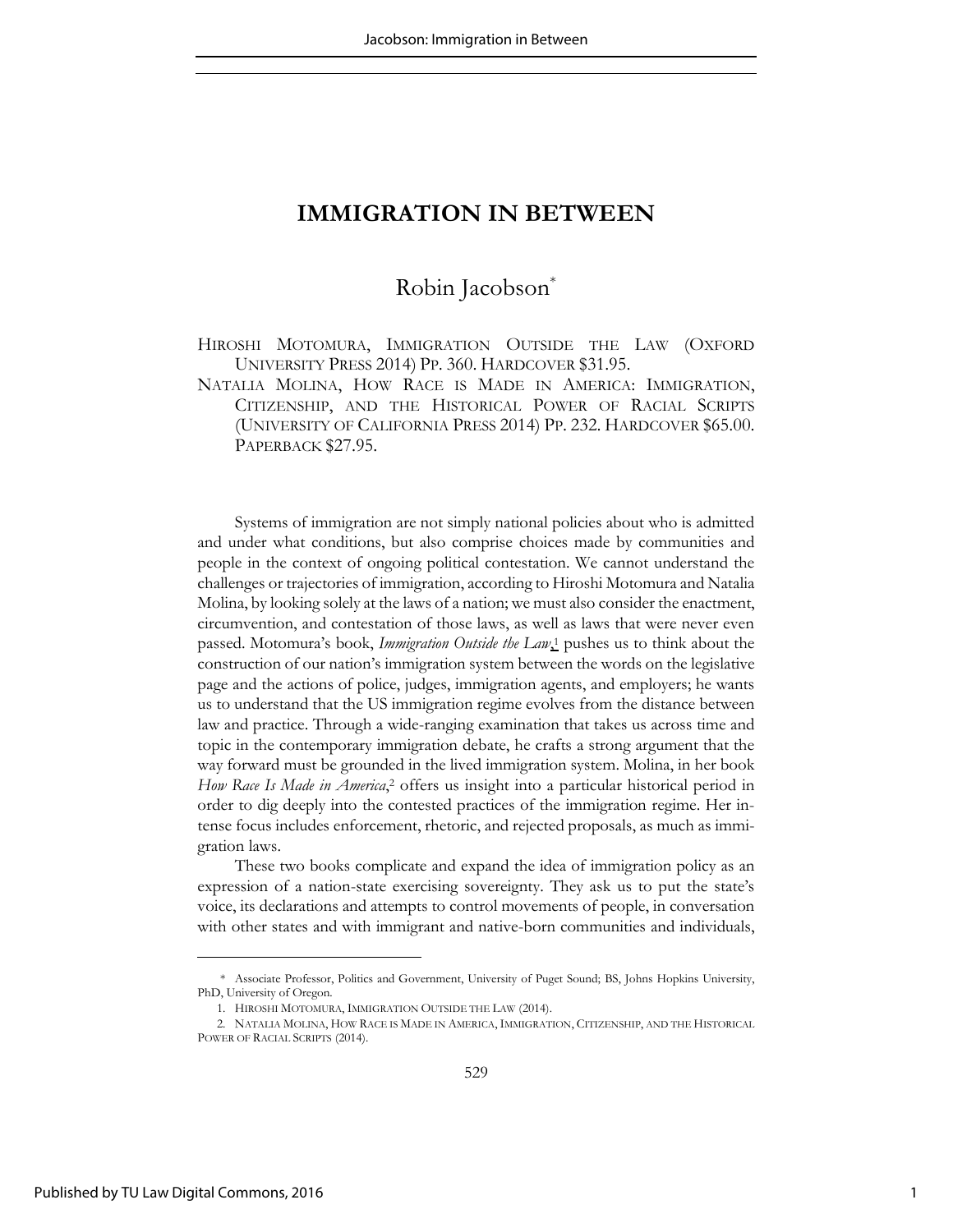# IMMIGRATION IN BETWEEN

Robin Jacobson*

HIROSHI MOTOMURA, IMMIGRATION OUTSIDE THE LAW (OXFORD UNIVERSITY PRESS 2014) PP. 360. HARDCOVER $31.95.

NATALIA MOLINA, HOW RACE IS MADE IN AMERICA: IMMIGRATION, CITIZENSHIP, AND THE HISTORICAL POWER OF RACIAL SCRIPTS (UNIVERSITY OF CALIFORNIA PRESS 2014) PP. 232. HARDCOVER $65.00. PAPERBACK $27.95.

Systems of immigration are not simply national policies about who is admitted and under what conditions, but also comprise choices made by communities and people in the context of ongoing political contestation. We cannot understand the challenges or trajectories of immigration, according to Hiroshi Motomura and Natalia Molina, by looking solely at the laws of a nation; we must also consider the enactment, circumvention, and contestation of those laws, as well as laws that were never even passed. Motomura's book, *Immigration Outside the Law*,[1] pushes us to think about the construction of our nation's immigration system between the words on the legislative page and the actions of police, judges, immigration agents, and employers; he wants us to understand that the US immigration regime evolves from the distance between law and practice. Through a wide-ranging examination that takes us across time and topic in the contemporary immigration debate, he crafts a strong argument that the way forward must be grounded in the lived immigration system. Molina, in her book *How Race Is Made in America*,[2] offers us insight into a particular historical period in order to dig deeply into the contested practices of the immigration regime. Her intense focus includes enforcement, rhetoric, and rejected proposals, as much as immigration laws.

These two books complicate and expand the idea of immigration policy as an expression of a nation-state exercising sovereignty. They ask us to put the state's voice, its declarations and attempts to control movements of people, in conversation with other states and with immigrant and native-born communities and individuals,

---

\* Associate Professor, Politics and Government, University of Puget Sound; BS, Johns Hopkins University, PhD, University of Oregon.

1. HIROSHI MOTOMURA, IMMIGRATION OUTSIDE THE LAW (2014).

2. NATALIA MOLINA, HOW RACE IS MADE IN AMERICA, IMMIGRATION, CITIZENSHIP, AND THE HISTORICAL POWER OF RACIAL SCRIPTS (2014).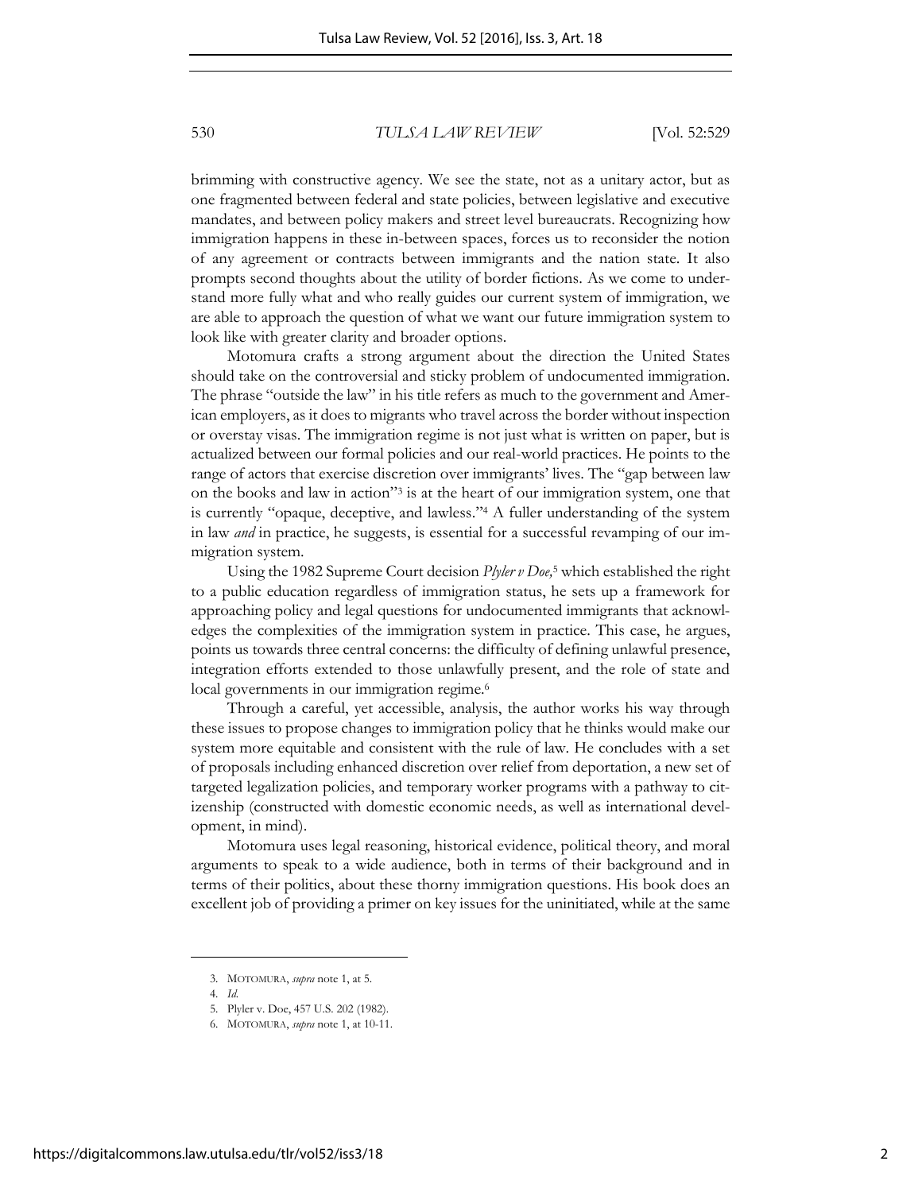brimming with constructive agency. We see the state, not as a unitary actor, but as one fragmented between federal and state policies, between legislative and executive mandates, and between policy makers and street level bureaucrats. Recognizing how immigration happens in these in-between spaces, forces us to reconsider the notion of any agreement or contracts between immigrants and the nation state. It also prompts second thoughts about the utility of border fictions. As we come to understand more fully what and who really guides our current system of immigration, we are able to approach the question of what we want our future immigration system to look like with greater clarity and broader options.

Motomura crafts a strong argument about the direction the United States should take on the controversial and sticky problem of undocumented immigration. The phrase "outside the law" in his title refers as much to the government and American employers, as it does to migrants who travel across the border without inspection or overstay visas. The immigration regime is not just what is written on paper, but is actualized between our formal policies and our real-world practices. He points to the range of actors that exercise discretion over immigrants' lives. The "gap between law on the books and law in action"[3] is at the heart of our immigration system, one that is currently "opaque, deceptive, and lawless."[4] A fuller understanding of the system in law *and* in practice, he suggests, is essential for a successful revamping of our immigration system.

Using the 1982 Supreme Court decision *Plyler v Doe,*[5] which established the right to a public education regardless of immigration status, he sets up a framework for approaching policy and legal questions for undocumented immigrants that acknowledges the complexities of the immigration system in practice. This case, he argues, points us towards three central concerns: the difficulty of defining unlawful presence, integration efforts extended to those unlawfully present, and the role of state and local governments in our immigration regime.[6]

Through a careful, yet accessible, analysis, the author works his way through these issues to propose changes to immigration policy that he thinks would make our system more equitable and consistent with the rule of law. He concludes with a set of proposals including enhanced discretion over relief from deportation, a new set of targeted legalization policies, and temporary worker programs with a pathway to citizenship (constructed with domestic economic needs, as well as international development, in mind).

Motomura uses legal reasoning, historical evidence, political theory, and moral arguments to speak to a wide audience, both in terms of their background and in terms of their politics, about these thorny immigration questions. His book does an excellent job of providing a primer on key issues for the uninitiated, while at the same

---

3. MOTOMURA, *supra* note 1, at 5.

4. *Id.*

5. Plyler v. Doe, 457 U.S. 202 (1982).

6. MOTOMURA, *supra* note 1, at 10-11.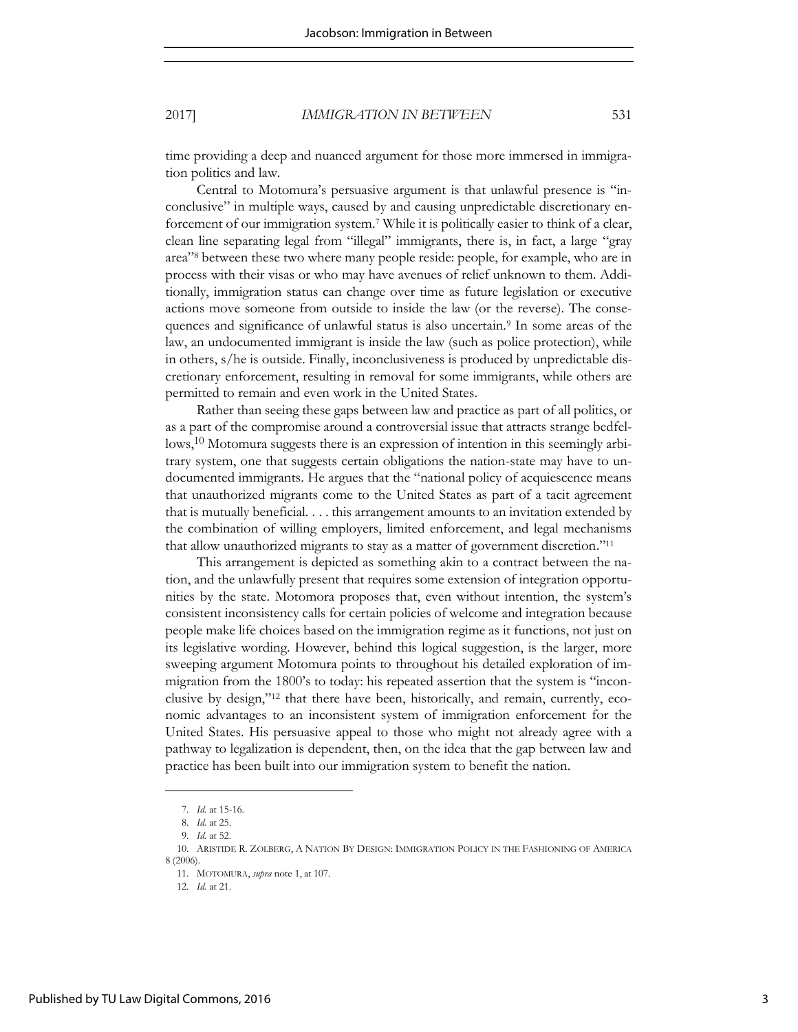time providing a deep and nuanced argument for those more immersed in immigration politics and law.

Central to Motomura's persuasive argument is that unlawful presence is "inconclusive" in multiple ways, caused by and causing unpredictable discretionary enforcement of our immigration system.[7] While it is politically easier to think of a clear, clean line separating legal from "illegal" immigrants, there is, in fact, a large "gray area"[8] between these two where many people reside: people, for example, who are in process with their visas or who may have avenues of relief unknown to them. Additionally, immigration status can change over time as future legislation or executive actions move someone from outside to inside the law (or the reverse). The consequences and significance of unlawful status is also uncertain.[9] In some areas of the law, an undocumented immigrant is inside the law (such as police protection), while in others, s/he is outside. Finally, inconclusiveness is produced by unpredictable discretionary enforcement, resulting in removal for some immigrants, while others are permitted to remain and even work in the United States.

Rather than seeing these gaps between law and practice as part of all politics, or as a part of the compromise around a controversial issue that attracts strange bedfellows,[10] Motomura suggests there is an expression of intention in this seemingly arbitrary system, one that suggests certain obligations the nation-state may have to undocumented immigrants. He argues that the "national policy of acquiescence means that unauthorized migrants come to the United States as part of a tacit agreement that is mutually beneficial. . . . this arrangement amounts to an invitation extended by the combination of willing employers, limited enforcement, and legal mechanisms that allow unauthorized migrants to stay as a matter of government discretion."[11]

This arrangement is depicted as something akin to a contract between the nation, and the unlawfully present that requires some extension of integration opportunities by the state. Motomora proposes that, even without intention, the system's consistent inconsistency calls for certain policies of welcome and integration because people make life choices based on the immigration regime as it functions, not just on its legislative wording. However, behind this logical suggestion, is the larger, more sweeping argument Motomura points to throughout his detailed exploration of immigration from the 1800's to today: his repeated assertion that the system is "inconclusive by design,"[12] that there have been, historically, and remain, currently, economic advantages to an inconsistent system of immigration enforcement for the United States. His persuasive appeal to those who might not already agree with a pathway to legalization is dependent, then, on the idea that the gap between law and practice has been built into our immigration system to benefit the nation.

---

7. *Id.* at 15-16.

8. *Id.* at 25.

9. *Id.* at 52.

10. ARISTIDE R. ZOLBERG, A NATION BY DESIGN: IMMIGRATION POLICY IN THE FASHIONING OF AMERICA 8 (2006).

11. MOTOMURA, *supra* note 1, at 107.

12. *Id.* at 21.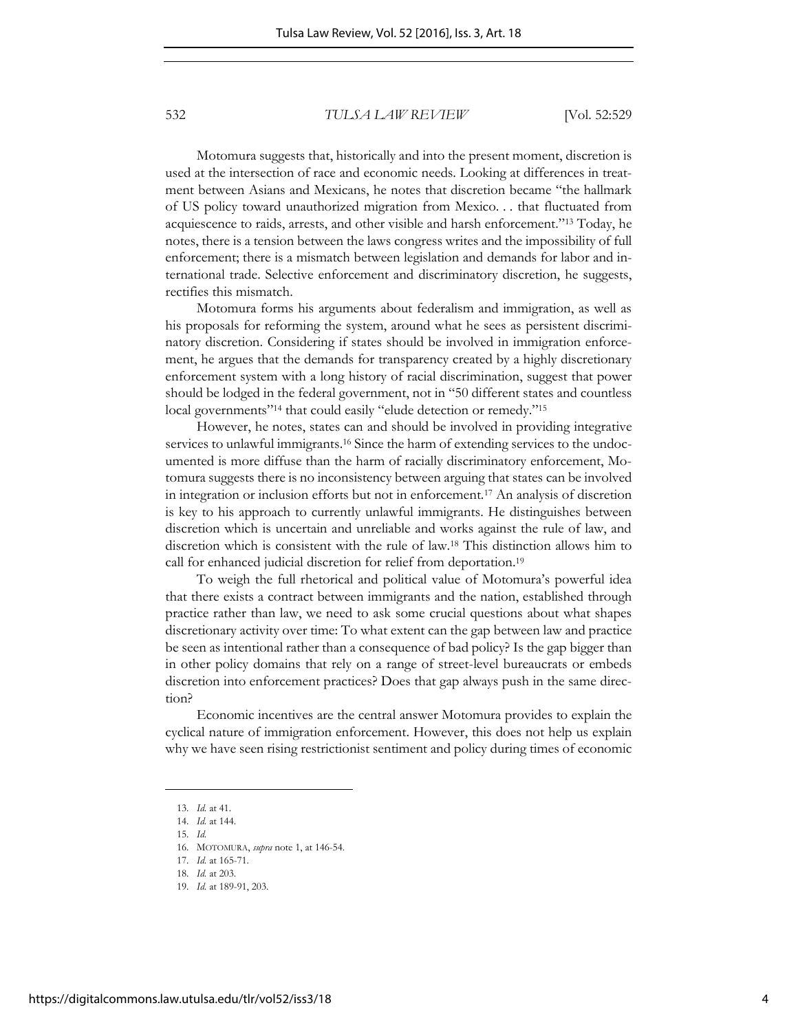Motomura suggests that, historically and into the present moment, discretion is used at the intersection of race and economic needs. Looking at differences in treatment between Asians and Mexicans, he notes that discretion became "the hallmark of US policy toward unauthorized migration from Mexico. . . that fluctuated from acquiescence to raids, arrests, and other visible and harsh enforcement."[13] Today, he notes, there is a tension between the laws congress writes and the impossibility of full enforcement; there is a mismatch between legislation and demands for labor and international trade. Selective enforcement and discriminatory discretion, he suggests, rectifies this mismatch.

Motomura forms his arguments about federalism and immigration, as well as his proposals for reforming the system, around what he sees as persistent discriminatory discretion. Considering if states should be involved in immigration enforcement, he argues that the demands for transparency created by a highly discretionary enforcement system with a long history of racial discrimination, suggest that power should be lodged in the federal government, not in "50 different states and countless local governments"[14] that could easily "elude detection or remedy."[15]

However, he notes, states can and should be involved in providing integrative services to unlawful immigrants.[16] Since the harm of extending services to the undocumented is more diffuse than the harm of racially discriminatory enforcement, Motomura suggests there is no inconsistency between arguing that states can be involved in integration or inclusion efforts but not in enforcement.[17] An analysis of discretion is key to his approach to currently unlawful immigrants. He distinguishes between discretion which is uncertain and unreliable and works against the rule of law, and discretion which is consistent with the rule of law.[18] This distinction allows him to call for enhanced judicial discretion for relief from deportation.[19]

To weigh the full rhetorical and political value of Motomura's powerful idea that there exists a contract between immigrants and the nation, established through practice rather than law, we need to ask some crucial questions about what shapes discretionary activity over time: To what extent can the gap between law and practice be seen as intentional rather than a consequence of bad policy? Is the gap bigger than in other policy domains that rely on a range of street-level bureaucrats or embeds discretion into enforcement practices? Does that gap always push in the same direction?

Economic incentives are the central answer Motomura provides to explain the cyclical nature of immigration enforcement. However, this does not help us explain why we have seen rising restrictionist sentiment and policy during times of economic

---

13. *Id.* at 41.
14. *Id.* at 144.
15. *Id.*
16. MOTOMURA, *supra* note 1, at 146-54.
17. *Id.* at 165-71.
18. *Id.* at 203.
19. *Id.* at 189-91, 203.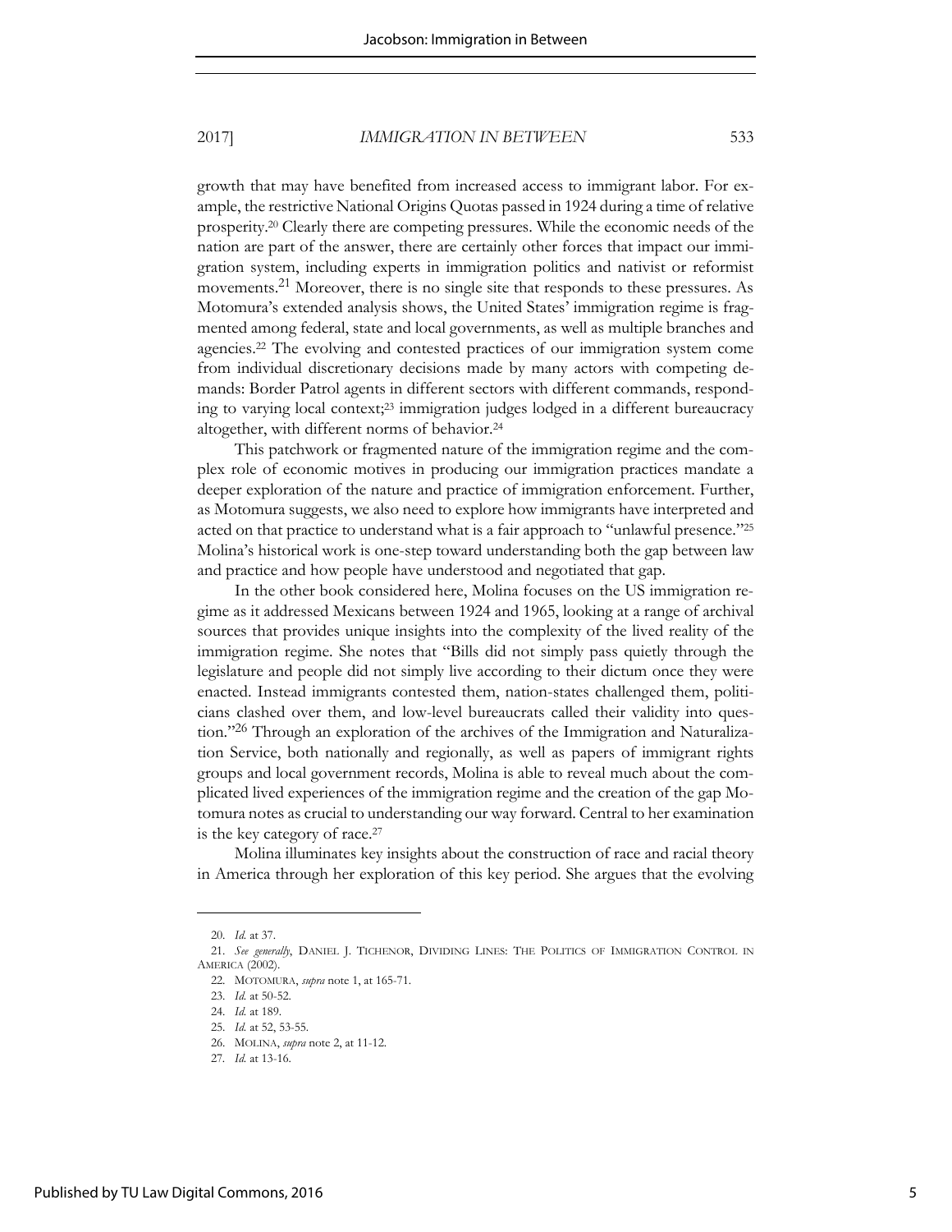growth that may have benefited from increased access to immigrant labor. For example, the restrictive National Origins Quotas passed in 1924 during a time of relative prosperity.[20] Clearly there are competing pressures. While the economic needs of the nation are part of the answer, there are certainly other forces that impact our immigration system, including experts in immigration politics and nativist or reformist movements.[21] Moreover, there is no single site that responds to these pressures. As Motomura's extended analysis shows, the United States' immigration regime is fragmented among federal, state and local governments, as well as multiple branches and agencies.[22] The evolving and contested practices of our immigration system come from individual discretionary decisions made by many actors with competing demands: Border Patrol agents in different sectors with different commands, responding to varying local context;[23] immigration judges lodged in a different bureaucracy altogether, with different norms of behavior.[24]

This patchwork or fragmented nature of the immigration regime and the complex role of economic motives in producing our immigration practices mandate a deeper exploration of the nature and practice of immigration enforcement. Further, as Motomura suggests, we also need to explore how immigrants have interpreted and acted on that practice to understand what is a fair approach to "unlawful presence."[25] Molina's historical work is one-step toward understanding both the gap between law and practice and how people have understood and negotiated that gap.

In the other book considered here, Molina focuses on the US immigration regime as it addressed Mexicans between 1924 and 1965, looking at a range of archival sources that provides unique insights into the complexity of the lived reality of the immigration regime. She notes that "Bills did not simply pass quietly through the legislature and people did not simply live according to their dictum once they were enacted. Instead immigrants contested them, nation-states challenged them, politicians clashed over them, and low-level bureaucrats called their validity into question."[26] Through an exploration of the archives of the Immigration and Naturalization Service, both nationally and regionally, as well as papers of immigrant rights groups and local government records, Molina is able to reveal much about the complicated lived experiences of the immigration regime and the creation of the gap Motomura notes as crucial to understanding our way forward. Central to her examination is the key category of race.[27]

Molina illuminates key insights about the construction of race and racial theory in America through her exploration of this key period. She argues that the evolving

---

20. *Id.* at 37.

21. *See generally*, DANIEL J. TICHENOR, DIVIDING LINES: THE POLITICS OF IMMIGRATION CONTROL IN AMERICA (2002).

22. MOTOMURA, *supra* note 1, at 165-71.

23. *Id.* at 50-52.

24. *Id.* at 189.

25. *Id.* at 52, 53-55.

26. MOLINA, *supra* note 2, at 11-12.

27. *Id.* at 13-16.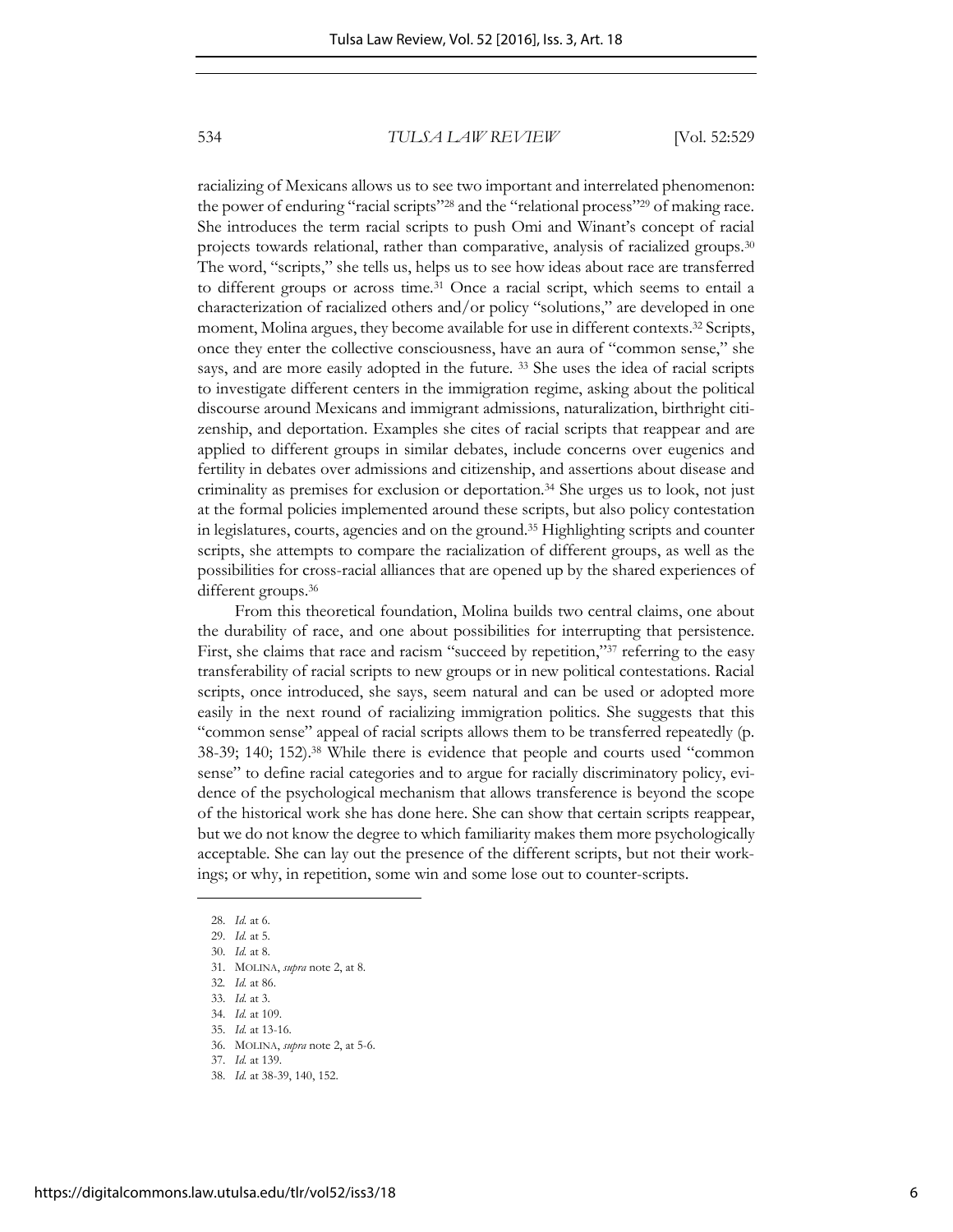racializing of Mexicans allows us to see two important and interrelated phenomenon: the power of enduring "racial scripts"[28] and the "relational process"[29] of making race. She introduces the term racial scripts to push Omi and Winant's concept of racial projects towards relational, rather than comparative, analysis of racialized groups.[30] The word, "scripts," she tells us, helps us to see how ideas about race are transferred to different groups or across time.[31] Once a racial script, which seems to entail a characterization of racialized others and/or policy "solutions," are developed in one moment, Molina argues, they become available for use in different contexts.[32] Scripts, once they enter the collective consciousness, have an aura of "common sense," she says, and are more easily adopted in the future. [33] She uses the idea of racial scripts to investigate different centers in the immigration regime, asking about the political discourse around Mexicans and immigrant admissions, naturalization, birthright citizenship, and deportation. Examples she cites of racial scripts that reappear and are applied to different groups in similar debates, include concerns over eugenics and fertility in debates over admissions and citizenship, and assertions about disease and criminality as premises for exclusion or deportation.[34] She urges us to look, not just at the formal policies implemented around these scripts, but also policy contestation in legislatures, courts, agencies and on the ground.[35] Highlighting scripts and counter scripts, she attempts to compare the racialization of different groups, as well as the possibilities for cross-racial alliances that are opened up by the shared experiences of different groups.[36]

From this theoretical foundation, Molina builds two central claims, one about the durability of race, and one about possibilities for interrupting that persistence. First, she claims that race and racism "succeed by repetition,"[37] referring to the easy transferability of racial scripts to new groups or in new political contestations. Racial scripts, once introduced, she says, seem natural and can be used or adopted more easily in the next round of racializing immigration politics. She suggests that this "common sense" appeal of racial scripts allows them to be transferred repeatedly (p. 38-39; 140; 152).[38] While there is evidence that people and courts used "common sense" to define racial categories and to argue for racially discriminatory policy, evidence of the psychological mechanism that allows transference is beyond the scope of the historical work she has done here. She can show that certain scripts reappear, but we do not know the degree to which familiarity makes them more psychologically acceptable. She can lay out the presence of the different scripts, but not their workings; or why, in repetition, some win and some lose out to counter-scripts.

---

28. *Id.* at 6.
29. *Id.* at 5.
30. *Id.* at 8.
31. MOLINA, *supra* note 2, at 8.
32. *Id.* at 86.
33. *Id.* at 3.
34. *Id.* at 109.
35. *Id.* at 13-16.
36. MOLINA, *supra* note 2, at 5-6.
37. *Id.* at 139.
38. *Id.* at 38-39, 140, 152.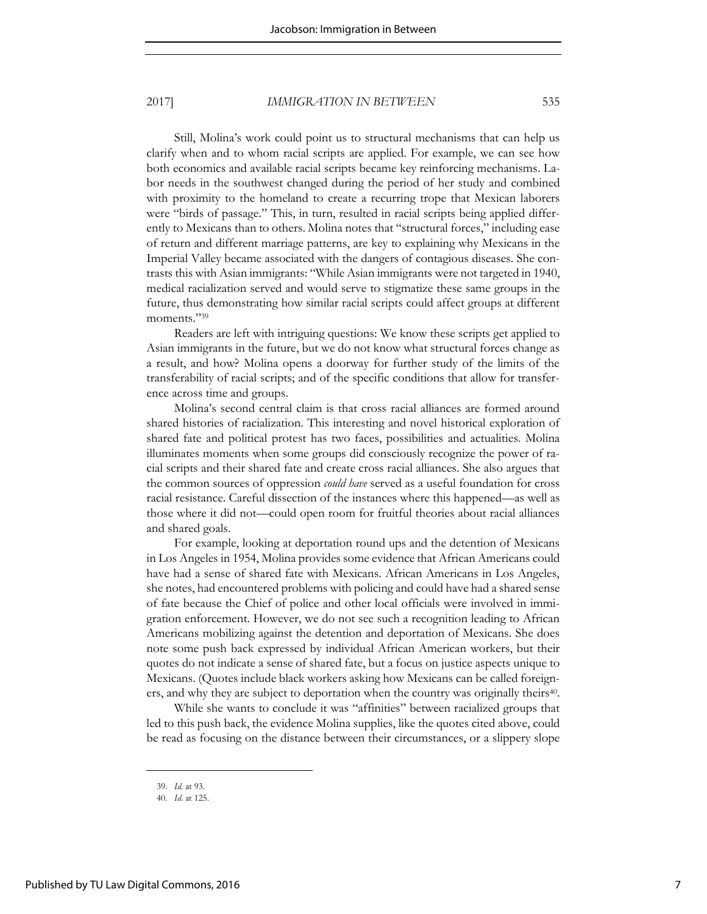Still, Molina's work could point us to structural mechanisms that can help us clarify when and to whom racial scripts are applied. For example, we can see how both economics and available racial scripts became key reinforcing mechanisms. Labor needs in the southwest changed during the period of her study and combined with proximity to the homeland to create a recurring trope that Mexican laborers were "birds of passage." This, in turn, resulted in racial scripts being applied differently to Mexicans than to others. Molina notes that "structural forces," including ease of return and different marriage patterns, are key to explaining why Mexicans in the Imperial Valley became associated with the dangers of contagious diseases. She contrasts this with Asian immigrants: "While Asian immigrants were not targeted in 1940, medical racialization served and would serve to stigmatize these same groups in the future, thus demonstrating how similar racial scripts could affect groups at different moments."[39]

Readers are left with intriguing questions: We know these scripts get applied to Asian immigrants in the future, but we do not know what structural forces change as a result, and how? Molina opens a doorway for further study of the limits of the transferability of racial scripts; and of the specific conditions that allow for transference across time and groups.

Molina's second central claim is that cross racial alliances are formed around shared histories of racialization. This interesting and novel historical exploration of shared fate and political protest has two faces, possibilities and actualities. Molina illuminates moments when some groups did consciously recognize the power of racial scripts and their shared fate and create cross racial alliances. She also argues that the common sources of oppression *could have* served as a useful foundation for cross racial resistance. Careful dissection of the instances where this happened—as well as those where it did not—could open room for fruitful theories about racial alliances and shared goals.

For example, looking at deportation round ups and the detention of Mexicans in Los Angeles in 1954, Molina provides some evidence that African Americans could have had a sense of shared fate with Mexicans. African Americans in Los Angeles, she notes, had encountered problems with policing and could have had a shared sense of fate because the Chief of police and other local officials were involved in immigration enforcement. However, we do not see such a recognition leading to African Americans mobilizing against the detention and deportation of Mexicans. She does note some push back expressed by individual African American workers, but their quotes do not indicate a sense of shared fate, but a focus on justice aspects unique to Mexicans. (Quotes include black workers asking how Mexicans can be called foreigners, and why they are subject to deportation when the country was originally theirs[40].

While she wants to conclude it was "affinities" between racialized groups that led to this push back, the evidence Molina supplies, like the quotes cited above, could be read as focusing on the distance between their circumstances, or a slippery slope

39. *Id.* at 93.

40. *Id.* at 125.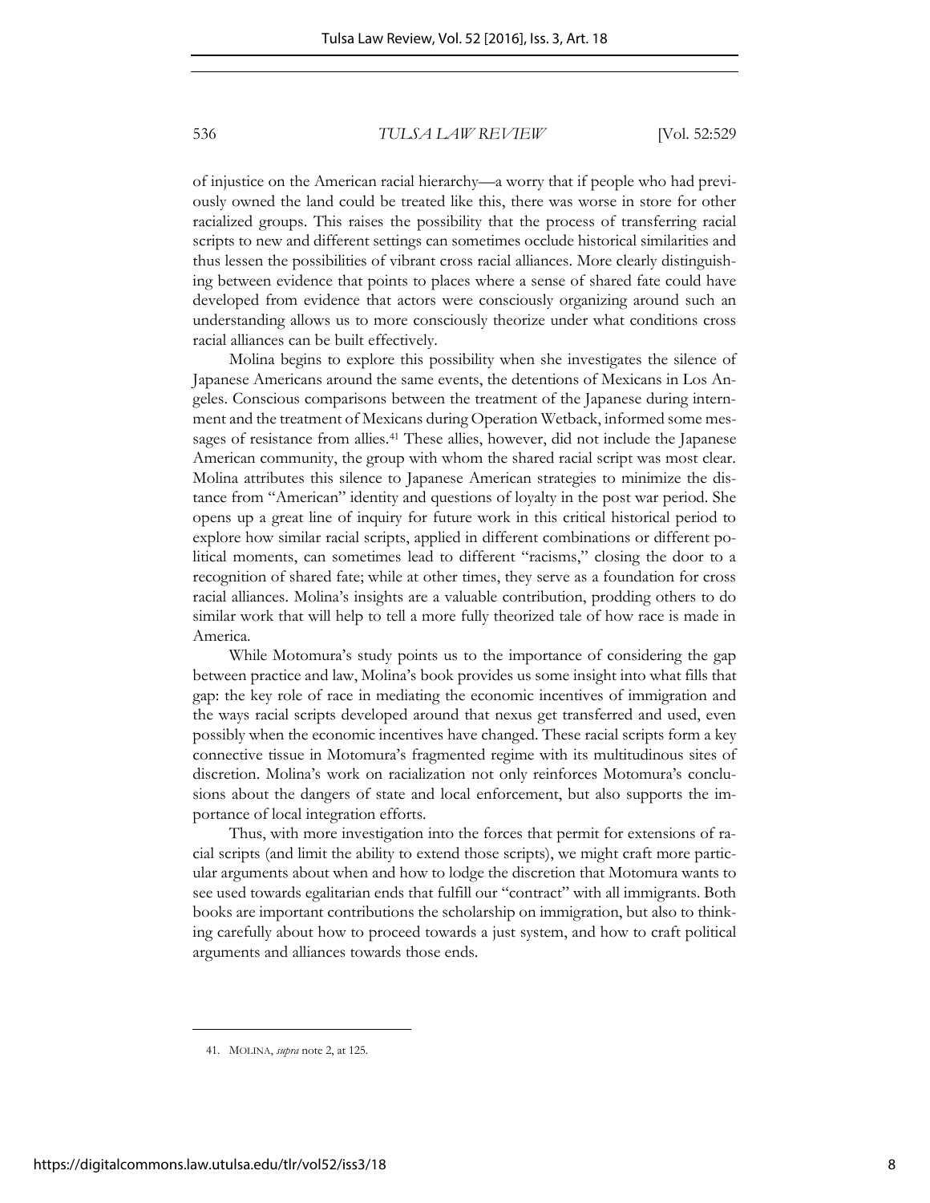of injustice on the American racial hierarchy—a worry that if people who had previously owned the land could be treated like this, there was worse in store for other racialized groups. This raises the possibility that the process of transferring racial scripts to new and different settings can sometimes occlude historical similarities and thus lessen the possibilities of vibrant cross racial alliances. More clearly distinguishing between evidence that points to places where a sense of shared fate could have developed from evidence that actors were consciously organizing around such an understanding allows us to more consciously theorize under what conditions cross racial alliances can be built effectively.

Molina begins to explore this possibility when she investigates the silence of Japanese Americans around the same events, the detentions of Mexicans in Los Angeles. Conscious comparisons between the treatment of the Japanese during internment and the treatment of Mexicans during Operation Wetback, informed some messages of resistance from allies.[41] These allies, however, did not include the Japanese American community, the group with whom the shared racial script was most clear. Molina attributes this silence to Japanese American strategies to minimize the distance from "American" identity and questions of loyalty in the post war period. She opens up a great line of inquiry for future work in this critical historical period to explore how similar racial scripts, applied in different combinations or different political moments, can sometimes lead to different "racisms," closing the door to a recognition of shared fate; while at other times, they serve as a foundation for cross racial alliances. Molina's insights are a valuable contribution, prodding others to do similar work that will help to tell a more fully theorized tale of how race is made in America.

While Motomura's study points us to the importance of considering the gap between practice and law, Molina's book provides us some insight into what fills that gap: the key role of race in mediating the economic incentives of immigration and the ways racial scripts developed around that nexus get transferred and used, even possibly when the economic incentives have changed. These racial scripts form a key connective tissue in Motomura's fragmented regime with its multitudinous sites of discretion. Molina's work on racialization not only reinforces Motomura's conclusions about the dangers of state and local enforcement, but also supports the importance of local integration efforts.

Thus, with more investigation into the forces that permit for extensions of racial scripts (and limit the ability to extend those scripts), we might craft more particular arguments about when and how to lodge the discretion that Motomura wants to see used towards egalitarian ends that fulfill our "contract" with all immigrants. Both books are important contributions the scholarship on immigration, but also to thinking carefully about how to proceed towards a just system, and how to craft political arguments and alliances towards those ends.

---

41. MOLINA, *supra* note 2, at 125.